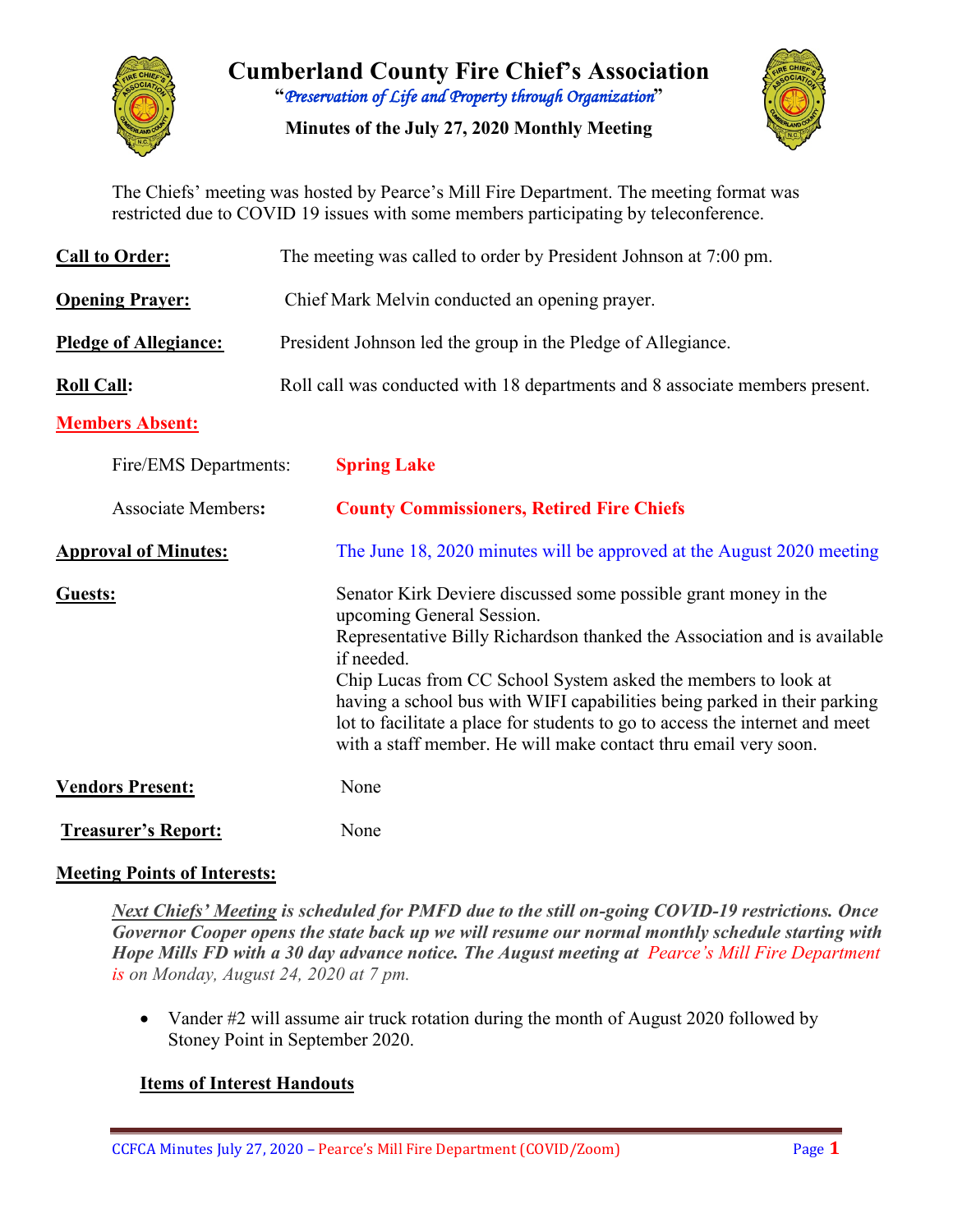# Cumberland County Fire Chief's Association

"*Preservation of Life and Property through Organization*"

**Minutes of the July 27, 2020 Monthly Meeting**

The Chiefs' meeting was hosted by Pearce's Mill Fire Department. The meeting format was restricted due to COVID 19 issues with some members participating by teleconference.

**Call to Order:** The meeting was called to order by President Johnson at 7:00 pm.

**Opening Prayer:** Chief Mark Melvin conducted an opening prayer.

**Pledge of Allegiance:** President Johnson led the group in the Pledge of Allegiance.

**Roll Call:** Roll call was conducted with 18 departments and 8 associate members present.

**Members Absent:**

Fire/EMS Departments: **Spring Lake**

Associate Members: **County Commissioners, Retired Fire Chiefs**

**Approval of Minutes:** The June 18, 2020 minutes will be approved at the August 2020 meeting

**Guests:** Senator Kirk Deviere discussed some possible grant money in the upcoming General Session.
Representative Billy Richardson thanked the Association and is available if needed.
Chip Lucas from CC School System asked the members to look at having a school bus with WIFI capabilities being parked in their parking lot to facilitate a place for students to go to access the internet and meet with a staff member. He will make contact thru email very soon.

**Vendors Present:** None

**Treasurer's Report:** None

**Meeting Points of Interests:**

***Next Chiefs' Meeting* is scheduled for PMFD due to the still on-going COVID-19 restrictions. Once Governor Cooper opens the state back up we will resume our normal monthly schedule starting with Hope Mills FD with a 30 day advance notice. The August meeting at** *Pearce's Mill Fire Department is on Monday, August 24, 2020 at 7 pm.*

- Vander #2 will assume air truck rotation during the month of August 2020 followed by Stoney Point in September 2020.

**Items of Interest Handouts**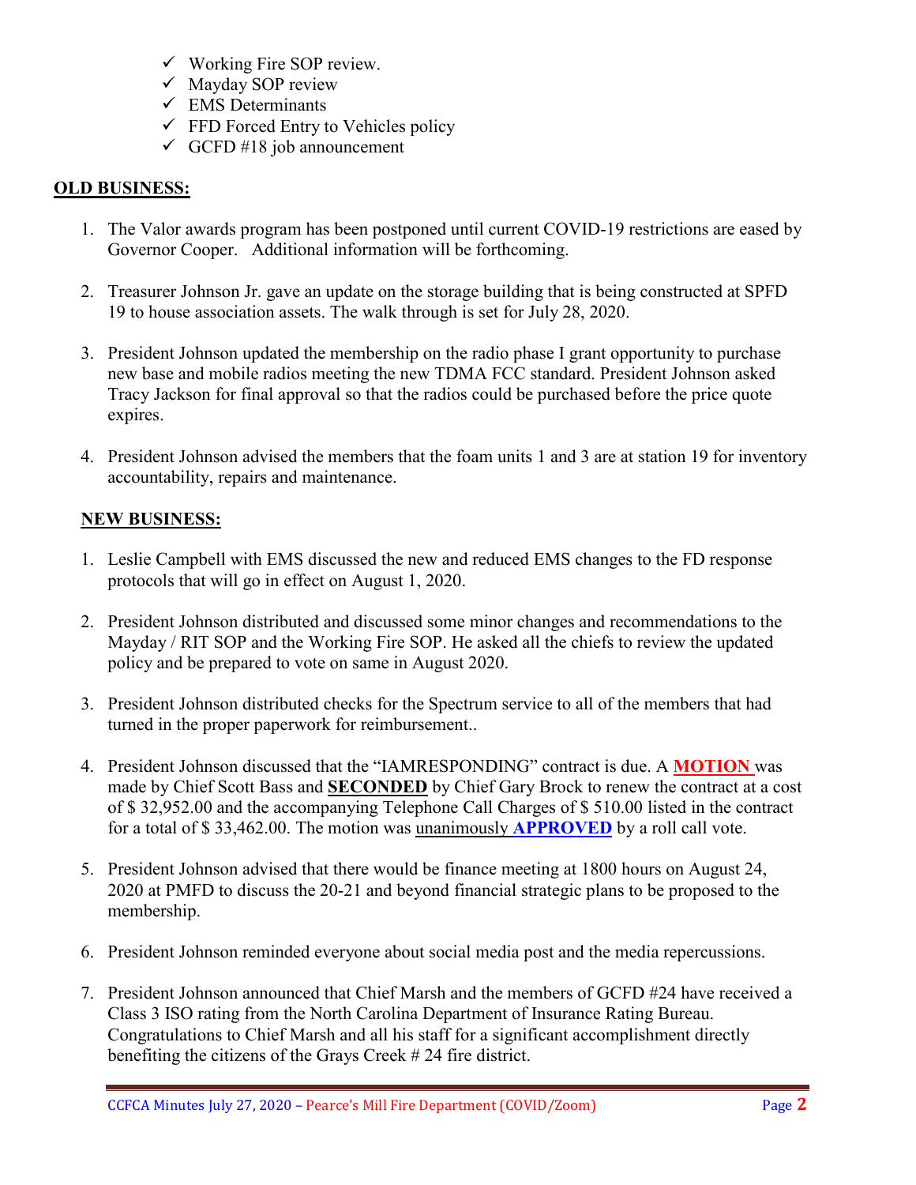- ✓ Working Fire SOP review.
- ✓ Mayday SOP review
- ✓ EMS Determinants
- ✓ FFD Forced Entry to Vehicles policy
- ✓ GCFD #18 job announcement

## OLD BUSINESS:

1. The Valor awards program has been postponed until current COVID-19 restrictions are eased by Governor Cooper. Additional information will be forthcoming.

2. Treasurer Johnson Jr. gave an update on the storage building that is being constructed at SPFD 19 to house association assets. The walk through is set for July 28, 2020.

3. President Johnson updated the membership on the radio phase I grant opportunity to purchase new base and mobile radios meeting the new TDMA FCC standard. President Johnson asked Tracy Jackson for final approval so that the radios could be purchased before the price quote expires.

4. President Johnson advised the members that the foam units 1 and 3 are at station 19 for inventory accountability, repairs and maintenance.

## NEW BUSINESS:

1. Leslie Campbell with EMS discussed the new and reduced EMS changes to the FD response protocols that will go in effect on August 1, 2020.

2. President Johnson distributed and discussed some minor changes and recommendations to the Mayday / RIT SOP and the Working Fire SOP. He asked all the chiefs to review the updated policy and be prepared to vote on same in August 2020.

3. President Johnson distributed checks for the Spectrum service to all of the members that had turned in the proper paperwork for reimbursement..

4. President Johnson discussed that the "IAMRESPONDING" contract is due. A **MOTION** was made by Chief Scott Bass and **SECONDED** by Chief Gary Brock to renew the contract at a cost of $ 32,952.00 and the accompanying Telephone Call Charges of $ 510.00 listed in the contract for a total of $ 33,462.00. The motion was unanimously **APPROVED** by a roll call vote.

5. President Johnson advised that there would be finance meeting at 1800 hours on August 24, 2020 at PMFD to discuss the 20-21 and beyond financial strategic plans to be proposed to the membership.

6. President Johnson reminded everyone about social media post and the media repercussions.

7. President Johnson announced that Chief Marsh and the members of GCFD #24 have received a Class 3 ISO rating from the North Carolina Department of Insurance Rating Bureau. Congratulations to Chief Marsh and all his staff for a significant accomplishment directly benefiting the citizens of the Grays Creek # 24 fire district.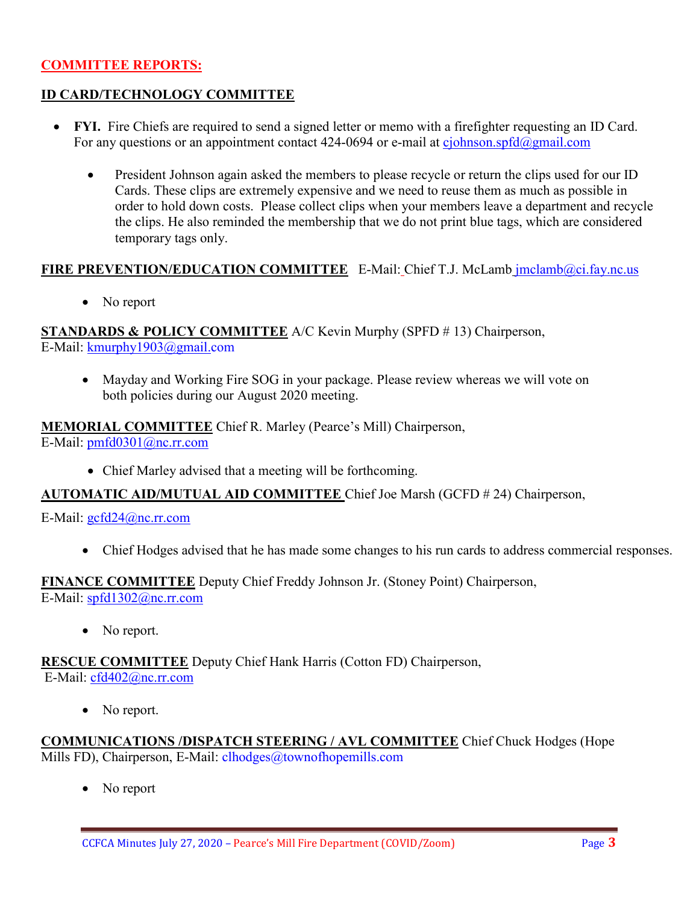## COMMITTEE REPORTS:

### ID CARD/TECHNOLOGY COMMITTEE

- **FYI.** Fire Chiefs are required to send a signed letter or memo with a firefighter requesting an ID Card. For any questions or an appointment contact 424-0694 or e-mail at cjohnson.spfd@gmail.com

    - President Johnson again asked the members to please recycle or return the clips used for our ID Cards. These clips are extremely expensive and we need to reuse them as much as possible in order to hold down costs. Please collect clips when your members leave a department and recycle the clips. He also reminded the membership that we do not print blue tags, which are considered temporary tags only.

**FIRE PREVENTION/EDUCATION COMMITTEE** E-Mail: Chief T.J. McLamb jmclamb@ci.fay.nc.us

- No report

**STANDARDS & POLICY COMMITTEE** A/C Kevin Murphy (SPFD # 13) Chairperson, E-Mail: kmurphy1903@gmail.com

- Mayday and Working Fire SOG in your package. Please review whereas we will vote on both policies during our August 2020 meeting.

**MEMORIAL COMMITTEE** Chief R. Marley (Pearce's Mill) Chairperson, E-Mail: pmfd0301@nc.rr.com

- Chief Marley advised that a meeting will be forthcoming.

**AUTOMATIC AID/MUTUAL AID COMMITTEE** Chief Joe Marsh (GCFD # 24) Chairperson, E-Mail: gcfd24@nc.rr.com

- Chief Hodges advised that he has made some changes to his run cards to address commercial responses.

**FINANCE COMMITTEE** Deputy Chief Freddy Johnson Jr. (Stoney Point) Chairperson, E-Mail: spfd1302@nc.rr.com

- No report.

**RESCUE COMMITTEE** Deputy Chief Hank Harris (Cotton FD) Chairperson, E-Mail: cfd402@nc.rr.com

- No report.

**COMMUNICATIONS /DISPATCH STEERING / AVL COMMITTEE** Chief Chuck Hodges (Hope Mills FD), Chairperson, E-Mail: clhodges@townofhopemills.com

- No report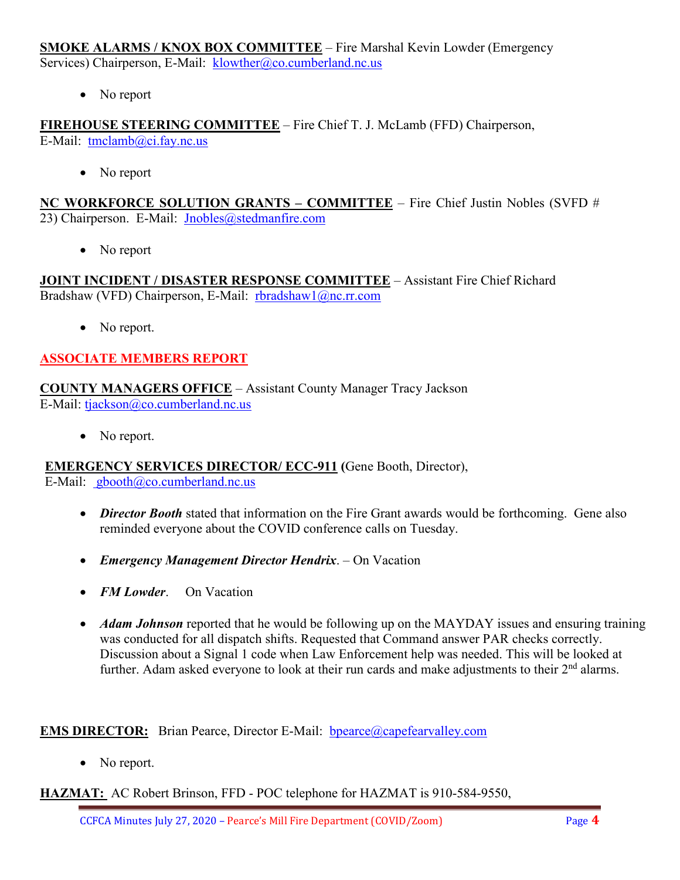**SMOKE ALARMS / KNOX BOX COMMITTEE** – Fire Marshal Kevin Lowder (Emergency Services) Chairperson, E-Mail: klowther@co.cumberland.nc.us

- No report

**FIREHOUSE STEERING COMMITTEE** – Fire Chief T. J. McLamb (FFD) Chairperson, E-Mail: tmclamb@ci.fay.nc.us

- No report

**NC WORKFORCE SOLUTION GRANTS – COMMITTEE** – Fire Chief Justin Nobles (SVFD # 23) Chairperson. E-Mail: Jnobles@stedmanfire.com

- No report

**JOINT INCIDENT / DISASTER RESPONSE COMMITTEE** – Assistant Fire Chief Richard Bradshaw (VFD) Chairperson, E-Mail: rbradshaw1@nc.rr.com

- No report.

## ASSOCIATE MEMBERS REPORT

**COUNTY MANAGERS OFFICE** – Assistant County Manager Tracy Jackson E-Mail: tjackson@co.cumberland.nc.us

- No report.

**EMERGENCY SERVICES DIRECTOR/ ECC-911** (Gene Booth, Director), E-Mail: gbooth@co.cumberland.nc.us

- ***Director Booth*** stated that information on the Fire Grant awards would be forthcoming. Gene also reminded everyone about the COVID conference calls on Tuesday.
- ***Emergency Management Director Hendrix***. – On Vacation
- ***FM Lowder***. On Vacation
- ***Adam Johnson*** reported that he would be following up on the MAYDAY issues and ensuring training was conducted for all dispatch shifts. Requested that Command answer PAR checks correctly. Discussion about a Signal 1 code when Law Enforcement help was needed. This will be looked at further. Adam asked everyone to look at their run cards and make adjustments to their 2nd alarms.

**EMS DIRECTOR:** Brian Pearce, Director E-Mail: bpearce@capefearvalley.com

- No report.

**HAZMAT:** AC Robert Brinson, FFD - POC telephone for HAZMAT is 910-584-9550,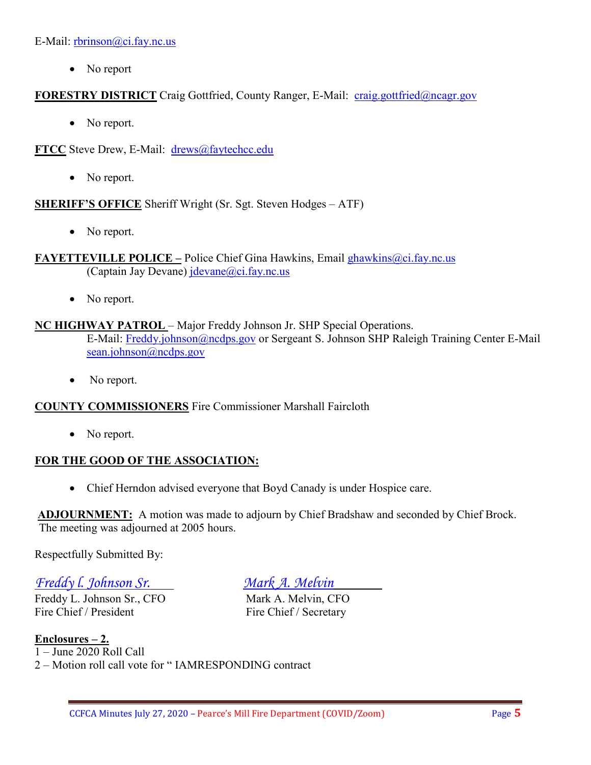E-Mail: rbrinson@ci.fay.nc.us

- No report

**FORESTRY DISTRICT** Craig Gottfried, County Ranger, E-Mail: craig.gottfried@ncagr.gov

- No report.

**FTCC** Steve Drew, E-Mail: drews@faytechcc.edu

- No report.

**SHERIFF'S OFFICE** Sheriff Wright (Sr. Sgt. Steven Hodges – ATF)

- No report.

**FAYETTEVILLE POLICE –** Police Chief Gina Hawkins, Email ghawkins@ci.fay.nc.us
(Captain Jay Devane) jdevane@ci.fay.nc.us

- No report.

**NC HIGHWAY PATROL** – Major Freddy Johnson Jr. SHP Special Operations.
E-Mail: Freddy.johnson@ncdps.gov or Sergeant S. Johnson SHP Raleigh Training Center E-Mail sean.johnson@ncdps.gov

- No report.

**COUNTY COMMISSIONERS** Fire Commissioner Marshall Faircloth

- No report.

**FOR THE GOOD OF THE ASSOCIATION:**

- Chief Herndon advised everyone that Boyd Canady is under Hospice care.

**ADJOURNMENT:** A motion was made to adjourn by Chief Bradshaw and seconded by Chief Brock. The meeting was adjourned at 2005 hours.

Respectfully Submitted By:

| | |
|---|---|
| *Freddy l. Johnson Sr.* | *Mark A. Melvin* |
| Freddy L. Johnson Sr., CFO | Mark A. Melvin, CFO |
| Fire Chief / President | Fire Chief / Secretary |

**Enclosures – 2.**
1 – June 2020 Roll Call
2 – Motion roll call vote for " IAMRESPONDING contract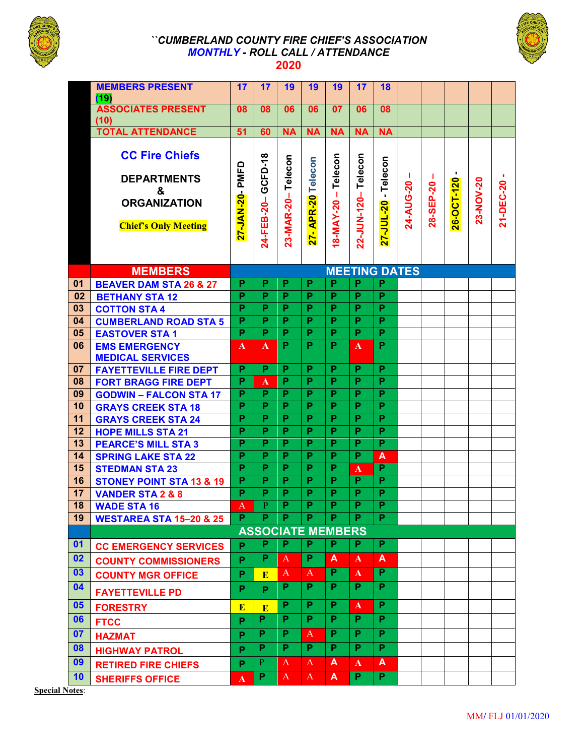# ``CUMBERLAND COUNTY FIRE CHIEF'S ASSOCIATION

## MONTHLY - ROLL CALL / ATTENDANCE

## 2020

| | MEMBERS PRESENT (19) | 17 | 17 | 19 | 19 | 19 | 17 | 18 | | | | | |
|---|---|---|---|---|---|---|---|---|---|---|---|---|---|
| | ASSOCIATES PRESENT (10) | 08 | 08 | 06 | 06 | 07 | 06 | 08 | | | | | |
| | TOTAL ATTENDANCE | 51 | 60 | NA | NA | NA | NA | NA | | | | | |
| | CC Fire Chiefs DEPARTMENTS & ORGANIZATION Chief's Only Meeting | 27-JAN-20- PMFD | 24-FEB-20– GCFD-18 | 23-MAR-20– Telecon | 27- APR-20 Telecon | 18-MAY-20 – Telecon | 22-JUN-120– Telecon | 27-JUL-20 - Telecon | 24-AUG-20 – | 28-SEP-20 – | 26-OCT-120 - | 23-NOV-20 | 21-DEC-20 - |
| | **MEMBERS** | **MEETING DATES** | | | | | | | | | | | |
| 01 | BEAVER DAM STA 26 & 27 | P | P | P | P | P | P | P | | | | | |
| 02 | BETHANY STA 12 | P | P | P | P | P | P | P | | | | | |
| 03 | COTTON STA 4 | P | P | P | P | P | P | P | | | | | |
| 04 | CUMBERLAND ROAD STA 5 | P | P | P | P | P | P | P | | | | | |
| 05 | EASTOVER STA 1 | P | P | P | P | P | P | P | | | | | |
| 06 | EMS EMERGENCY MEDICAL SERVICES | A | A | P | P | P | A | P | | | | | |
| 07 | FAYETTEVILLE FIRE DEPT | P | P | P | P | P | P | P | | | | | |
| 08 | FORT BRAGG FIRE DEPT | P | A | P | P | P | P | P | | | | | |
| 09 | GODWIN – FALCON STA 17 | P | P | P | P | P | P | P | | | | | |
| 10 | GRAYS CREEK STA 18 | P | P | P | P | P | P | P | | | | | |
| 11 | GRAYS CREEK STA 24 | P | P | P | P | P | P | P | | | | | |
| 12 | HOPE MILLS STA 21 | P | P | P | P | P | P | P | | | | | |
| 13 | PEARCE'S MILL STA 3 | P | P | P | P | P | P | P | | | | | |
| 14 | SPRING LAKE STA 22 | P | P | P | P | P | P | A | | | | | |
| 15 | STEDMAN STA 23 | P | P | P | P | P | A | P | | | | | |
| 16 | STONEY POINT STA 13 & 19 | P | P | P | P | P | P | P | | | | | |
| 17 | VANDER STA 2 & 8 | P | P | P | P | P | P | P | | | | | |
| 18 | WADE STA 16 | A | P | P | P | P | P | P | | | | | |
| 19 | WESTAREA STA 15–20 & 25 | P | P | P | P | P | P | P | | | | | |
| | **ASSOCIATE MEMBERS** | | | | | | | | | | | | |
| 01 | CC EMERGENCY SERVICES | P | P | P | P | P | P | P | | | | | |
| 02 | COUNTY COMMISSIONERS | P | P | A | P | A | A | A | | | | | |
| 03 | COUNTY MGR OFFICE | P | E | A | A | P | A | P | | | | | |
| 04 | FAYETTEVILLE PD | P | P | P | P | P | P | P | | | | | |
| 05 | FORESTRY | E | E | P | P | P | A | P | | | | | |
| 06 | FTCC | P | P | P | P | P | P | P | | | | | |
| 07 | HAZMAT | P | P | P | A | P | P | P | | | | | |
| 08 | HIGHWAY PATROL | P | P | P | P | P | P | P | | | | | |
| 09 | RETIRED FIRE CHIEFS | P | P | A | A | A | A | A | | | | | |
| 10 | SHERIFFS OFFICE | A | P | A | A | A | P | P | | | | | |

**Special Notes**:

MM/ FLJ 01/01/2020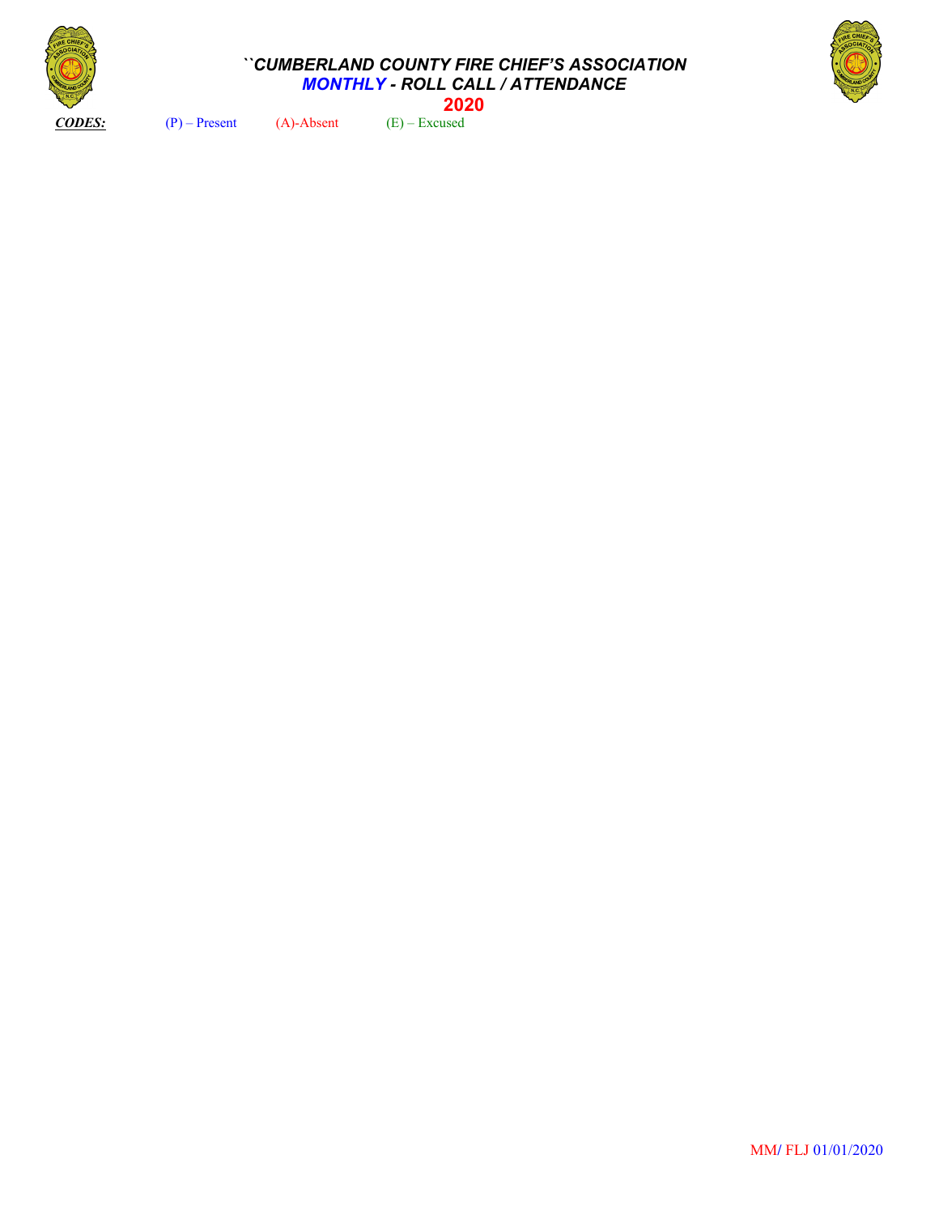# ``CUMBERLAND COUNTY FIRE CHIEF'S ASSOCIATION

## *MONTHLY - ROLL CALL / ATTENDANCE*

## 2020

***CODES:*** (P) – Present (A)-Absent (E) – Excused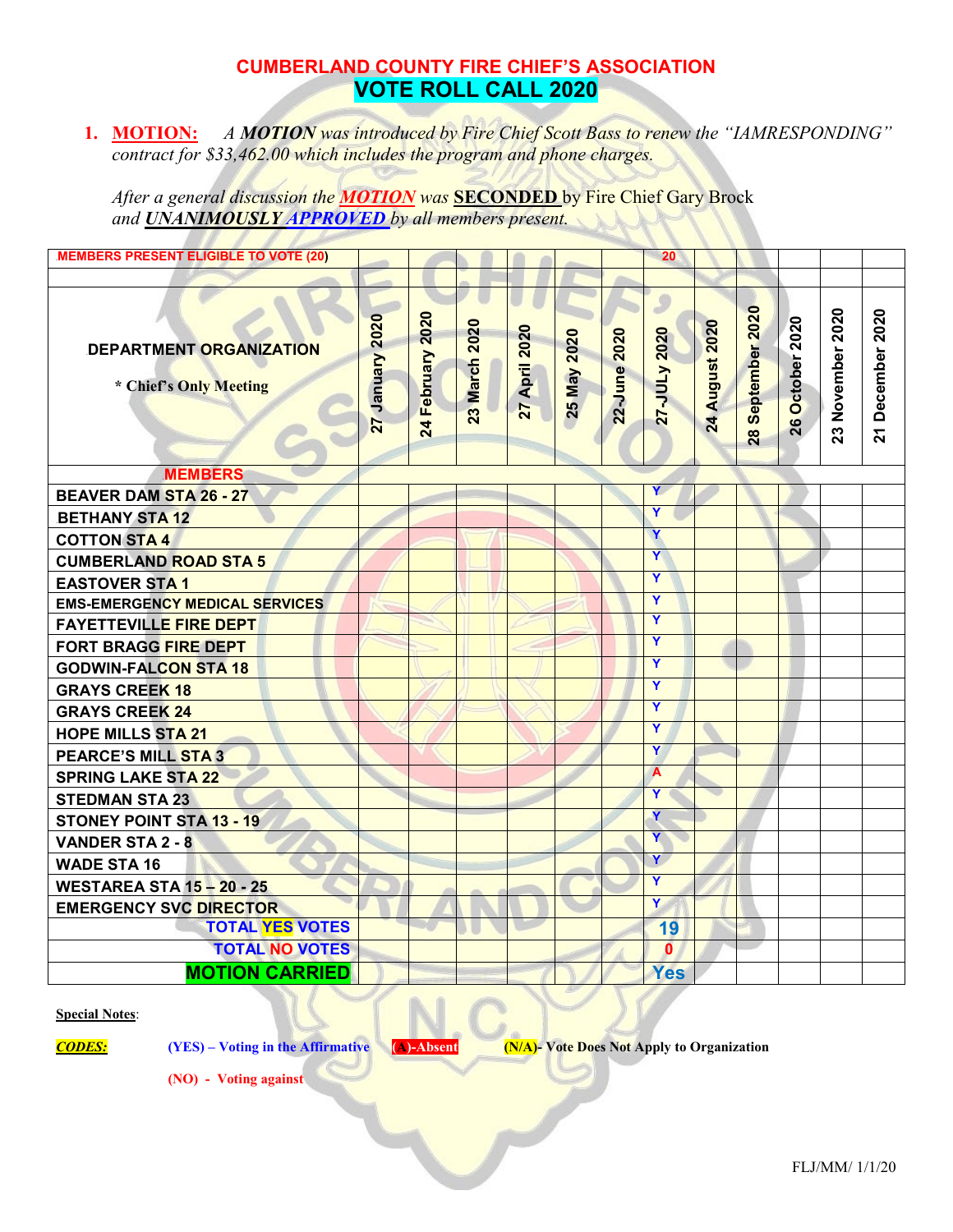# CUMBERLAND COUNTY FIRE CHIEF'S ASSOCIATION

## VOTE ROLL CALL 2020

1. **MOTION:** *A **MOTION** was introduced by Fire Chief Scott Bass to renew the "IAMRESPONDING" contract for $33,462.00 which includes the program and phone charges.*

   *After a general discussion the **MOTION** was* **SECONDED** by Fire Chief Gary Brock *and **UNANIMOUSLY APPROVED** by all members present.*

| MEMBERS PRESENT ELIGIBLE TO VOTE (20) | | | | | | | 20 | | | | | |
|---|---|---|---|---|---|---|---|---|---|---|---|---|
| | | | | | | | | | | | | |
| DEPARTMENT ORGANIZATION<br>* Chief's Only Meeting | 27 January 2020 | 24 February 2020 | 23 March 2020 | 27 April 2020 | 25 May 2020 | 22-June 2020 | 27-JULy 2020 | 24 August 2020 | 28 September 2020 | 26 October 2020 | 23 November 2020 | 21 December 2020 |
| MEMBERS | | | | | | | | | | | | |
| BEAVER DAM STA 26 - 27 | | | | | | | Y | | | | | |
| BETHANY STA 12 | | | | | | | Y | | | | | |
| COTTON STA 4 | | | | | | | Y | | | | | |
| CUMBERLAND ROAD STA 5 | | | | | | | Y | | | | | |
| EASTOVER STA 1 | | | | | | | Y | | | | | |
| EMS-EMERGENCY MEDICAL SERVICES | | | | | | | Y | | | | | |
| FAYETTEVILLE FIRE DEPT | | | | | | | Y | | | | | |
| FORT BRAGG FIRE DEPT | | | | | | | Y | | | | | |
| GODWIN-FALCON STA 18 | | | | | | | Y | | | | | |
| GRAYS CREEK 18 | | | | | | | Y | | | | | |
| GRAYS CREEK 24 | | | | | | | Y | | | | | |
| HOPE MILLS STA 21 | | | | | | | Y | | | | | |
| PEARCE'S MILL STA 3 | | | | | | | Y | | | | | |
| SPRING LAKE STA 22 | | | | | | | A | | | | | |
| STEDMAN STA 23 | | | | | | | Y | | | | | |
| STONEY POINT STA 13 - 19 | | | | | | | Y | | | | | |
| VANDER STA 2 - 8 | | | | | | | Y | | | | | |
| WADE STA 16 | | | | | | | Y | | | | | |
| WESTAREA STA 15 – 20 - 25 | | | | | | | Y | | | | | |
| EMERGENCY SVC DIRECTOR | | | | | | | Y | | | | | |
| TOTAL YES VOTES | | | | | | | 19 | | | | | |
| TOTAL NO VOTES | | | | | | | 0 | | | | | |
| MOTION CARRIED | | | | | | | Yes | | | | | |

**Special Notes**:

***CODES:*** **(YES) – Voting in the Affirmative** **(A)-Absent** **(N/A)- Vote Does Not Apply to Organization**

**(NO) - Voting against**

FLJ/MM/ 1/1/20